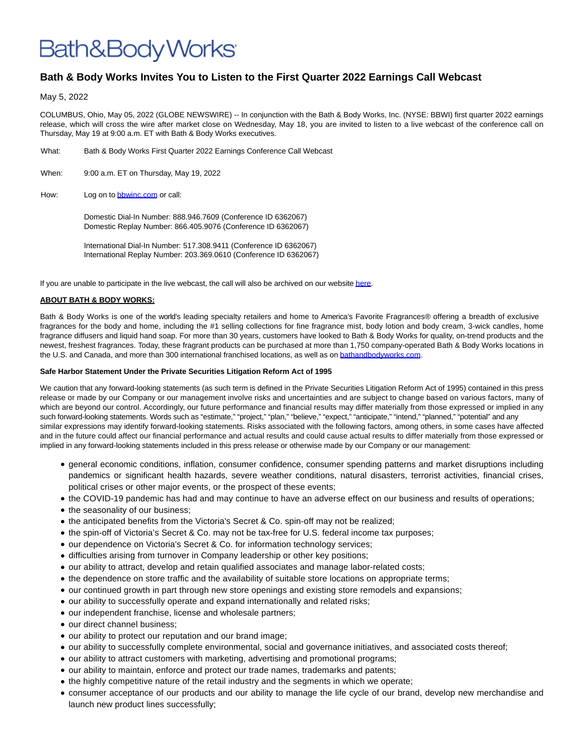# Bath&BodyWorks

## Bath & Body Works Invites You to Listen to the First Quarter 2022 Earnings Call Webcast

May 5, 2022

COLUMBUS, Ohio, May 05, 2022 (GLOBE NEWSWIRE) -- In conjunction with the Bath & Body Works, Inc. (NYSE: BBWI) first quarter 2022 earnings release, which will cross the wire after market close on Wednesday, May 18, you are invited to listen to a live webcast of the conference call on Thursday, May 19 at 9:00 a.m. ET with Bath & Body Works executives.

What: Bath & Body Works First Quarter 2022 Earnings Conference Call Webcast

When: 9:00 a.m. ET on Thursday, May 19, 2022

How: Log on to bbwinc.com or call:

Domestic Dial-In Number: 888.946.7609 (Conference ID 6362067)
Domestic Replay Number: 866.405.9076 (Conference ID 6362067)

International Dial-In Number: 517.308.9411 (Conference ID 6362067)
International Replay Number: 203.369.0610 (Conference ID 6362067)

If you are unable to participate in the live webcast, the call will also be archived on our website here.

**ABOUT BATH & BODY WORKS:**

Bath & Body Works is one of the world's leading specialty retailers and home to America's Favorite Fragrances® offering a breadth of exclusive fragrances for the body and home, including the #1 selling collections for fine fragrance mist, body lotion and body cream, 3-wick candles, home fragrance diffusers and liquid hand soap. For more than 30 years, customers have looked to Bath & Body Works for quality, on-trend products and the newest, freshest fragrances. Today, these fragrant products can be purchased at more than 1,750 company-operated Bath & Body Works locations in the U.S. and Canada, and more than 300 international franchised locations, as well as on bathandbodyworks.com.

**Safe Harbor Statement Under the Private Securities Litigation Reform Act of 1995**

We caution that any forward-looking statements (as such term is defined in the Private Securities Litigation Reform Act of 1995) contained in this press release or made by our Company or our management involve risks and uncertainties and are subject to change based on various factors, many of which are beyond our control. Accordingly, our future performance and financial results may differ materially from those expressed or implied in any such forward-looking statements. Words such as "estimate," "project," "plan," "believe," "expect," "anticipate," "intend," "planned," "potential" and any similar expressions may identify forward-looking statements. Risks associated with the following factors, among others, in some cases have affected and in the future could affect our financial performance and actual results and could cause actual results to differ materially from those expressed or implied in any forward-looking statements included in this press release or otherwise made by our Company or our management:

- general economic conditions, inflation, consumer confidence, consumer spending patterns and market disruptions including pandemics or significant health hazards, severe weather conditions, natural disasters, terrorist activities, financial crises, political crises or other major events, or the prospect of these events;
- the COVID-19 pandemic has had and may continue to have an adverse effect on our business and results of operations;
- the seasonality of our business;
- the anticipated benefits from the Victoria's Secret & Co. spin-off may not be realized;
- the spin-off of Victoria's Secret & Co. may not be tax-free for U.S. federal income tax purposes;
- our dependence on Victoria's Secret & Co. for information technology services;
- difficulties arising from turnover in Company leadership or other key positions;
- our ability to attract, develop and retain qualified associates and manage labor-related costs;
- the dependence on store traffic and the availability of suitable store locations on appropriate terms;
- our continued growth in part through new store openings and existing store remodels and expansions;
- our ability to successfully operate and expand internationally and related risks;
- our independent franchise, license and wholesale partners;
- our direct channel business;
- our ability to protect our reputation and our brand image;
- our ability to successfully complete environmental, social and governance initiatives, and associated costs thereof;
- our ability to attract customers with marketing, advertising and promotional programs;
- our ability to maintain, enforce and protect our trade names, trademarks and patents;
- the highly competitive nature of the retail industry and the segments in which we operate;
- consumer acceptance of our products and our ability to manage the life cycle of our brand, develop new merchandise and launch new product lines successfully;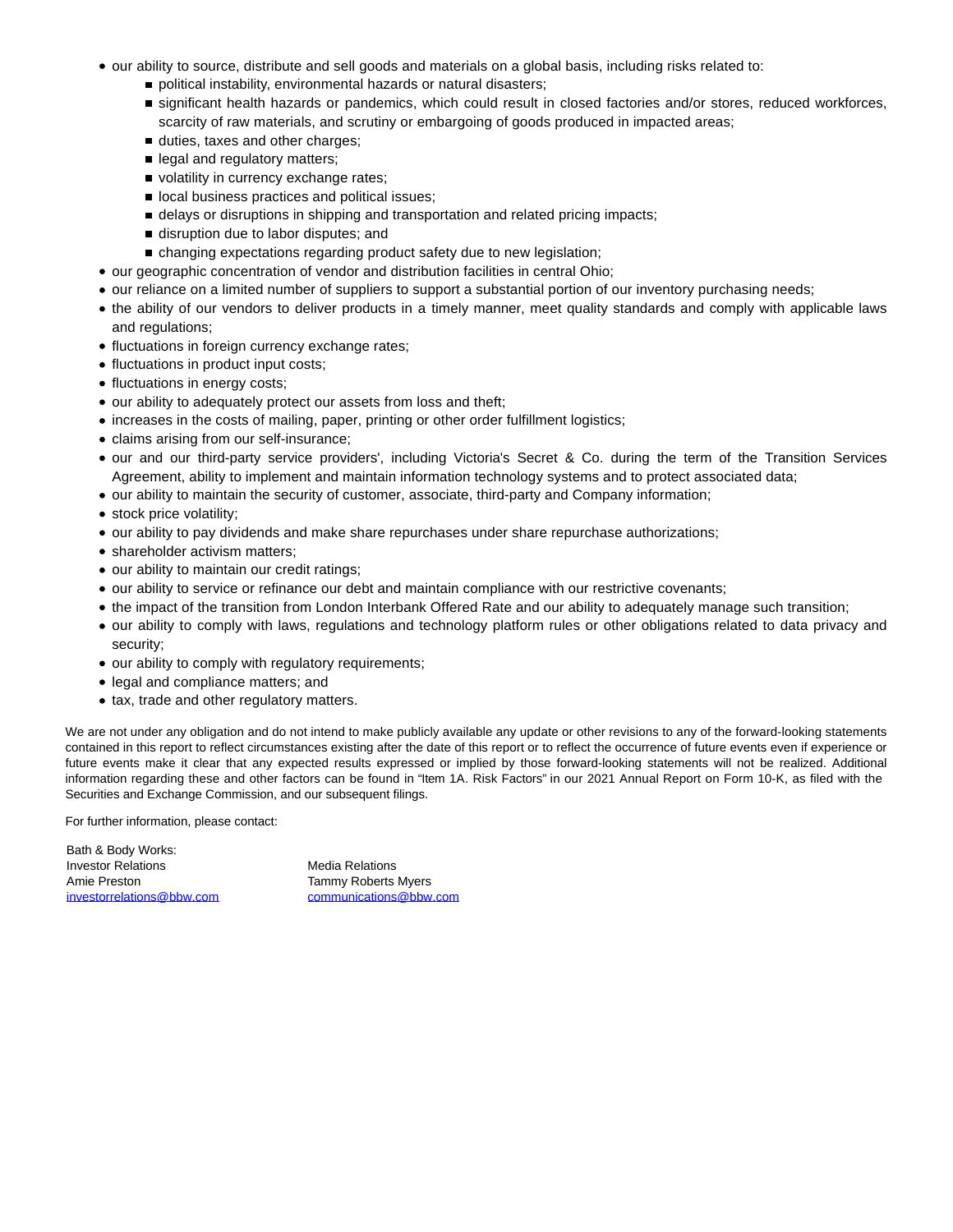- our ability to source, distribute and sell goods and materials on a global basis, including risks related to:
  - political instability, environmental hazards or natural disasters;
  - significant health hazards or pandemics, which could result in closed factories and/or stores, reduced workforces, scarcity of raw materials, and scrutiny or embargoing of goods produced in impacted areas;
  - duties, taxes and other charges;
  - legal and regulatory matters;
  - volatility in currency exchange rates;
  - local business practices and political issues;
  - delays or disruptions in shipping and transportation and related pricing impacts;
  - disruption due to labor disputes; and
  - changing expectations regarding product safety due to new legislation;
- our geographic concentration of vendor and distribution facilities in central Ohio;
- our reliance on a limited number of suppliers to support a substantial portion of our inventory purchasing needs;
- the ability of our vendors to deliver products in a timely manner, meet quality standards and comply with applicable laws and regulations;
- fluctuations in foreign currency exchange rates;
- fluctuations in product input costs;
- fluctuations in energy costs;
- our ability to adequately protect our assets from loss and theft;
- increases in the costs of mailing, paper, printing or other order fulfillment logistics;
- claims arising from our self-insurance;
- our and our third-party service providers', including Victoria's Secret & Co. during the term of the Transition Services Agreement, ability to implement and maintain information technology systems and to protect associated data;
- our ability to maintain the security of customer, associate, third-party and Company information;
- stock price volatility;
- our ability to pay dividends and make share repurchases under share repurchase authorizations;
- shareholder activism matters;
- our ability to maintain our credit ratings;
- our ability to service or refinance our debt and maintain compliance with our restrictive covenants;
- the impact of the transition from London Interbank Offered Rate and our ability to adequately manage such transition;
- our ability to comply with laws, regulations and technology platform rules or other obligations related to data privacy and security;
- our ability to comply with regulatory requirements;
- legal and compliance matters; and
- tax, trade and other regulatory matters.

We are not under any obligation and do not intend to make publicly available any update or other revisions to any of the forward-looking statements contained in this report to reflect circumstances existing after the date of this report or to reflect the occurrence of future events even if experience or future events make it clear that any expected results expressed or implied by those forward-looking statements will not be realized. Additional information regarding these and other factors can be found in "Item 1A. Risk Factors" in our 2021 Annual Report on Form 10-K, as filed with the Securities and Exchange Commission, and our subsequent filings.

For further information, please contact:

Bath & Body Works:

Investor Relations
Amie Preston
investorrelations@bbw.com

Media Relations
Tammy Roberts Myers
communications@bbw.com